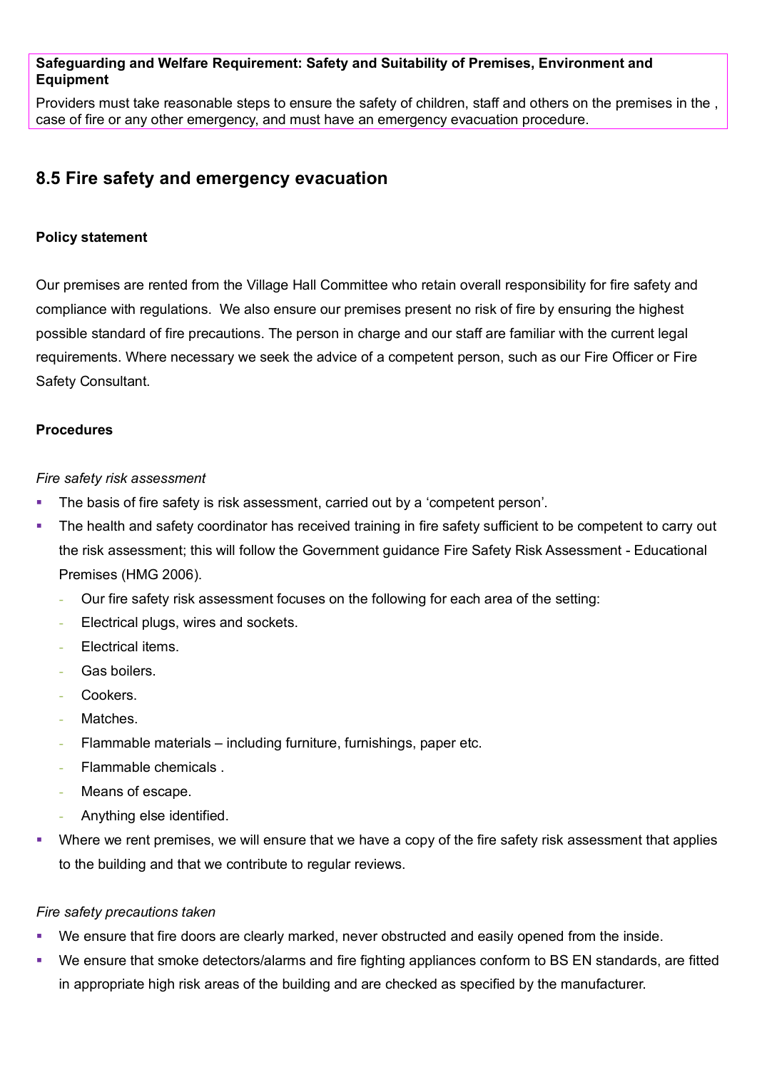**Safeguarding and Welfare Requirement: Safety and Suitability of Premises, Environment and Equipment**

Providers must take reasonable steps to ensure the safety of children, staff and others on the premises in the , case of fire or any other emergency, and must have an emergency evacuation procedure.

## 8.5 Fire safety and emergency evacuation

**Policy statement**

Our premises are rented from the Village Hall Committee who retain overall responsibility for fire safety and compliance with regulations. We also ensure our premises present no risk of fire by ensuring the highest possible standard of fire precautions. The person in charge and our staff are familiar with the current legal requirements. Where necessary we seek the advice of a competent person, such as our Fire Officer or Fire Safety Consultant.

**Procedures**

*Fire safety risk assessment*

- The basis of fire safety is risk assessment, carried out by a 'competent person'.
- The health and safety coordinator has received training in fire safety sufficient to be competent to carry out the risk assessment; this will follow the Government guidance Fire Safety Risk Assessment - Educational Premises (HMG 2006).
  - Our fire safety risk assessment focuses on the following for each area of the setting:
  - Electrical plugs, wires and sockets.
  - Electrical items.
  - Gas boilers.
  - Cookers.
  - Matches.
  - Flammable materials – including furniture, furnishings, paper etc.
  - Flammable chemicals .
  - Means of escape.
  - Anything else identified.
- Where we rent premises, we will ensure that we have a copy of the fire safety risk assessment that applies to the building and that we contribute to regular reviews.

*Fire safety precautions taken*

- We ensure that fire doors are clearly marked, never obstructed and easily opened from the inside.
- We ensure that smoke detectors/alarms and fire fighting appliances conform to BS EN standards, are fitted in appropriate high risk areas of the building and are checked as specified by the manufacturer.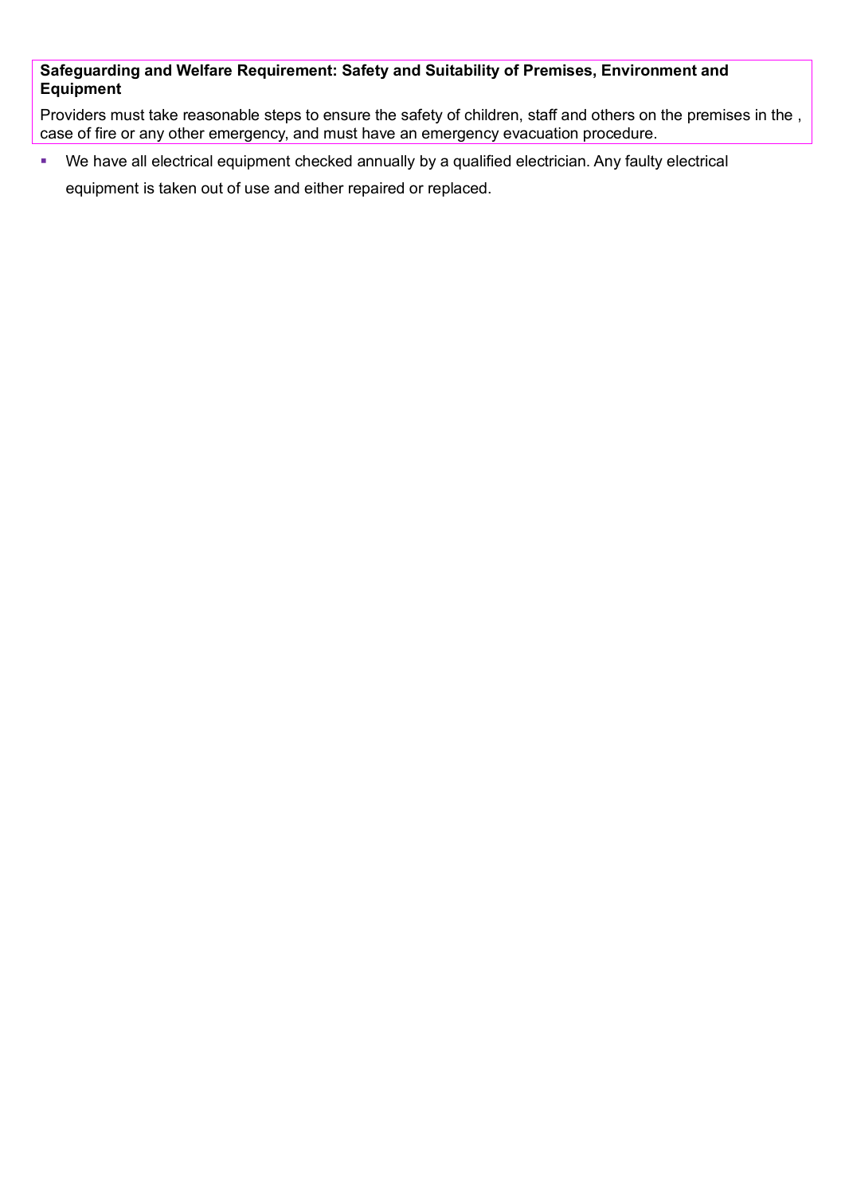**Safeguarding and Welfare Requirement: Safety and Suitability of Premises, Environment and Equipment**

Providers must take reasonable steps to ensure the safety of children, staff and others on the premises in the , case of fire or any other emergency, and must have an emergency evacuation procedure.

- We have all electrical equipment checked annually by a qualified electrician. Any faulty electrical equipment is taken out of use and either repaired or replaced.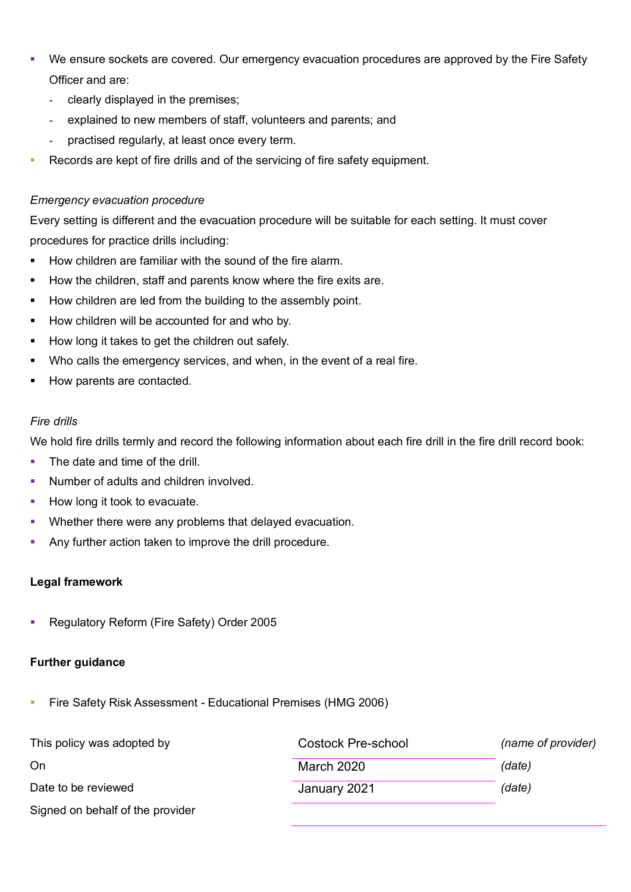- We ensure sockets are covered. Our emergency evacuation procedures are approved by the Fire Safety Officer and are:
  - clearly displayed in the premises;
  - explained to new members of staff, volunteers and parents; and
  - practised regularly, at least once every term.
- Records are kept of fire drills and of the servicing of fire safety equipment.

*Emergency evacuation procedure*

Every setting is different and the evacuation procedure will be suitable for each setting. It must cover procedures for practice drills including:

- How children are familiar with the sound of the fire alarm.
- How the children, staff and parents know where the fire exits are.
- How children are led from the building to the assembly point.
- How children will be accounted for and who by.
- How long it takes to get the children out safely.
- Who calls the emergency services, and when, in the event of a real fire.
- How parents are contacted.

*Fire drills*

We hold fire drills termly and record the following information about each fire drill in the fire drill record book:

- The date and time of the drill.
- Number of adults and children involved.
- How long it took to evacuate.
- Whether there were any problems that delayed evacuation.
- Any further action taken to improve the drill procedure.

**Legal framework**

- Regulatory Reform (Fire Safety) Order 2005

**Further guidance**

- Fire Safety Risk Assessment - Educational Premises (HMG 2006)

| | | |
|---|---|---|
| This policy was adopted by | Costock Pre-school | *(name of provider)* |
| On | March 2020 | *(date)* |
| Date to be reviewed | January 2021 | *(date)* |
| Signed on behalf of the provider | | |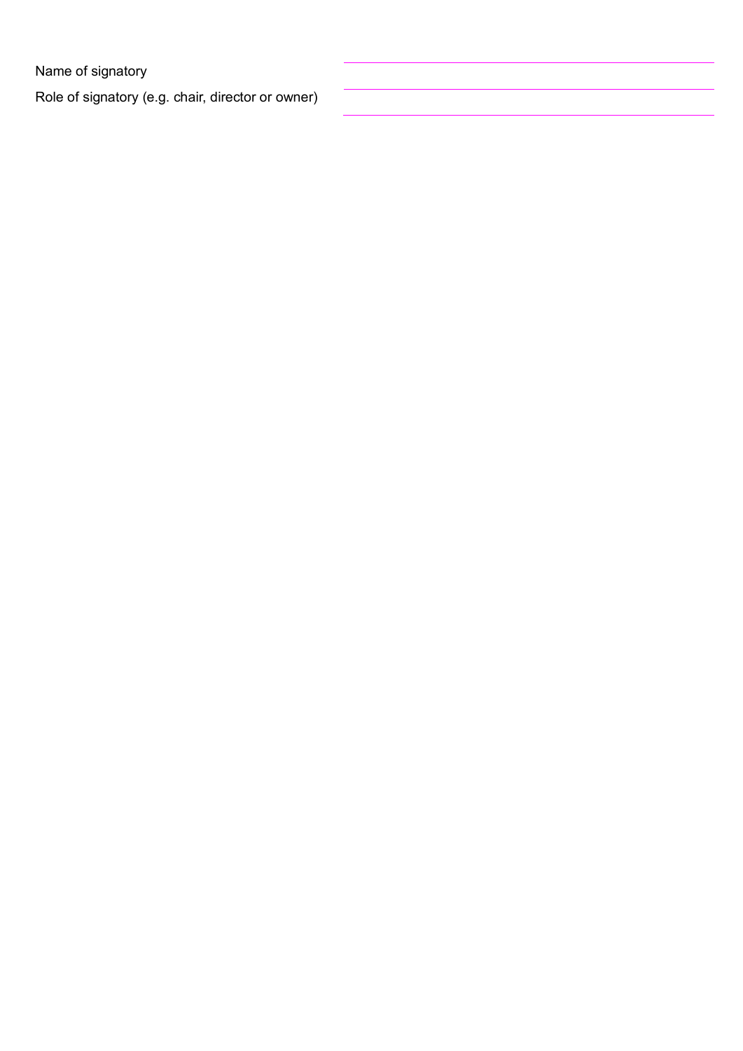Name of signatory ______________________________

Role of signatory (e.g. chair, director or owner) ______________________________